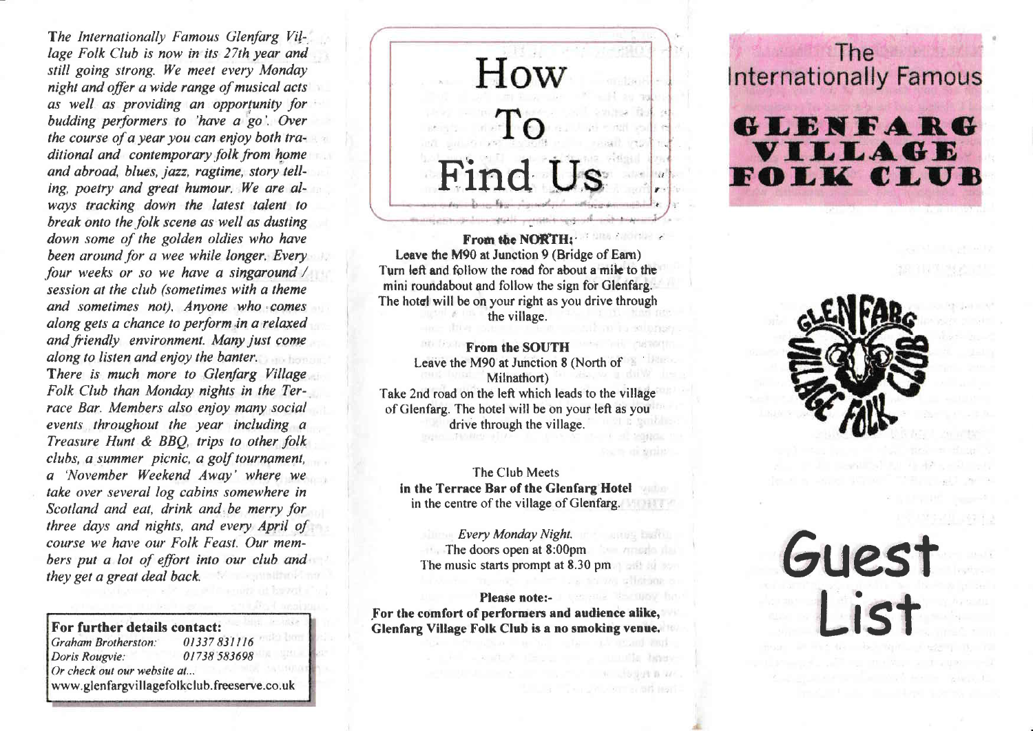*The Internationally Famous Glenfarg Village Folk Club is now in its 27th year and still going strong. We meet every Monday night and offer a wide range of musical acts as well as providing an opportunity for budding performers to 'have a go'. Over the course of a year you can enjoy both traditional and contemporary folk from home and abroad, blues, jazz, ragtime, story telling, poetry and great humour. We are always tracking down the latest talent to break onto the folk scene as well as dusting down some of the golden oldies who have been around for a wee while longer. Every four weeks or so we have a singaround / session at the club (sometimes with a theme and sometimes not). Anyone who comes along gets a chance to perform in a relaxed and friendly environment. Many just come along to listen and enjoy the banter.*

*There is much more to Glenfarg Village Folk Club than Monday nights in the Terrace Bar. Members also enjoy many social events throughout the year including a Treasure Hunt & BBQ, trips to other folk clubs, a summer picnic, a golf tournament, a 'November Weekend Away' where we take over several log cabins somewhere in Scotland and eat, drink and be merry for three days and nights, and every April of course we have our Folk Feast. Our members put a lot of effort into our club and they get a great deal back.*

**For further details contact:**

*Graham Brotherston:* *01337 831116*
*Doris Rougvie:* *01738 583698*
*Or check out our website at...*
www.glenfargvillagefolkclub.freeserve.co.uk

# How To Find Us

**From the NORTH:**
Leave the M90 at Junction 9 (Bridge of Earn)
Turn left and follow the road for about a mile to the mini roundabout and follow the sign for Glenfarg.
The hotel will be on your right as you drive through the village.

**From the SOUTH**
Leave the M90 at Junction 8 (North of Milnathort)
Take 2nd road on the left which leads to the village of Glenfarg. The hotel will be on your left as you drive through the village.

The Club Meets
**in the Terrace Bar of the Glenfarg Hotel**
in the centre of the village of Glenfarg.

*Every Monday Night.*
The doors open at 8:00pm
The music starts prompt at 8.30 pm

**Please note:-**
**For the comfort of performers and audience alike, Glenfarg Village Folk Club is a no smoking venue.**

The Internationally Famous

# GLENFARG VILLAGE FOLK CLUB

GLENFARG VILLAGE FOLK CLUB

# Guest List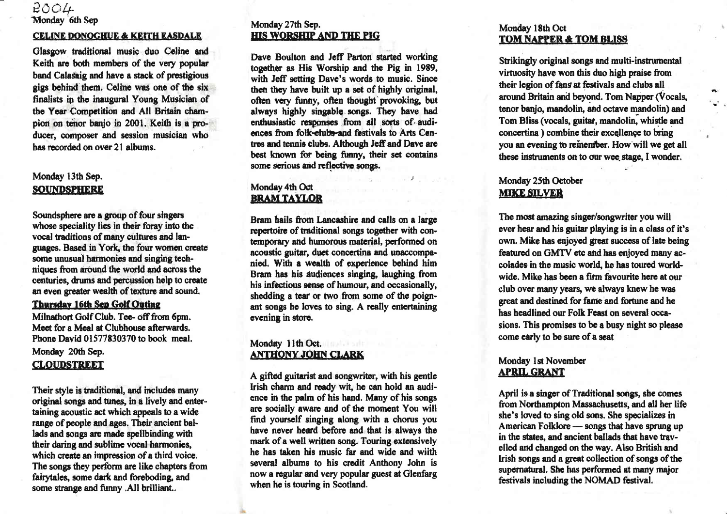2004

Monday 6th Sep

**CELINE DONOGHUE & KEITH EASDALE**

Glasgow traditional music duo Celine and Keith are both members of the very popular band Calasaig and have a stack of prestigious gigs behind them. Celine was one of the six finalists in the inaugural Young Musician of the Year Competition and All Britain champion on tenor banjo in 2001. Keith is a producer, composer and session musician who has recorded on over 21 albums.

Monday 13th Sep.

**SOUNDSPHERE**

Soundsphere are a group of four singers whose speciality lies in their foray into the vocal traditions of many cultures and languages. Based in York, the four women create some unusual harmonies and singing techniques from around the world and across the centuries, drums and percussion help to create an even greater wealth of texture and sound.

**Thursday 16th Sep Golf Outing**

Milnathort Golf Club. Tee- off from 6pm. Meet for a Meal at Clubhouse afterwards. Phone David 01577830370 to book meal.

Monday 20th Sep.

**CLOUDSTREET**

Their style is traditional, and includes many original songs and tunes, in a lively and entertaining acoustic act which appeals to a wide range of people and ages. Their ancient ballads and songs are made spellbinding with their daring and sublime vocal harmonies, which create an impression of a third voice. The songs they perform are like chapters from fairytales, some dark and foreboding, and some strange and funny .All brilliant..

Monday 27th Sep.

**HIS WORSHIP AND THE PIG**

Dave Boulton and Jeff Parton started working together as His Worship and the Pig in 1989, with Jeff setting Dave's words to music. Since then they have built up a set of highly original, often very funny, often thought provoking, but always highly singable songs. They have had enthusiastic responses from all sorts of audiences from folk-clubs and festivals to Arts Centres and tennis clubs. Although Jeff and Dave are best known for being funny, their set contains some serious and reflective songs.

Monday 4th Oct

**BRAM TAYLOR**

Bram hails from Lancashire and calls on a large repertoire of traditional songs together with contemporary and humorous material, performed on acoustic guitar, duet concertina and unaccompanied. With a wealth of experience behind him Bram has his audiences singing, laughing from his infectious sense of humour, and occasionally, shedding a tear or two from some of the poignant songs he loves to sing. A really entertaining evening in store.

Monday 11th Oct.

**ANTHONY JOHN CLARK**

A gifted guitarist and songwriter, with his gentle Irish charm and ready wit, he can hold an audience in the palm of his hand. Many of his songs are socially aware and of the moment You will find yourself singing along with a chorus you have never heard before and that is always the mark of a well written song. Touring extensively he has taken his music far and wide and wiith several albums to his credit Anthony John is now a regular and very popular guest at Glenfarg when he is touring in Scotland.

Monday 18th Oct

**TOM NAPPER & TOM BLISS**

Strikingly original songs and multi-instrumental virtuosity have won this duo high praise from their legion of fans at festivals and clubs all around Britain and beyond. Tom Napper (Vocals, tenor banjo, mandolin, and octave mandolin) and Tom Bliss (vocals, guitar, mandolin, whistle and concertina ) combine their excellence to bring you an evening to remember. How will we get all these instruments on to our wee stage, I wonder.

Monday 25th October

**MIKE SILVER**

The most amazing singer/songwriter you will ever hear and his guitar playing is in a class of it's own. Mike has enjoyed great success of late being featured on GMTV etc and has enjoyed many accolades in the music world, he has toured worldwide. Mike has been a firm favourite here at our club over many years, we always knew he was great and destined for fame and fortune and he has headlined our Folk Feast on several occasions. This promises to be a busy night so please come early to be sure of a seat

Monday 1st November

**APRIL GRANT**

April is a singer of Traditional songs, she comes from Northampton Massachusetts, and all her life she's loved to sing old sons. She specializes in American Folklore — songs that have sprung up in the states, and ancient ballads that have travelled and changed on the way. Also British and Irish songs and a great collection of songs of the supernatural. She has performed at many major festivals including the NOMAD festival.